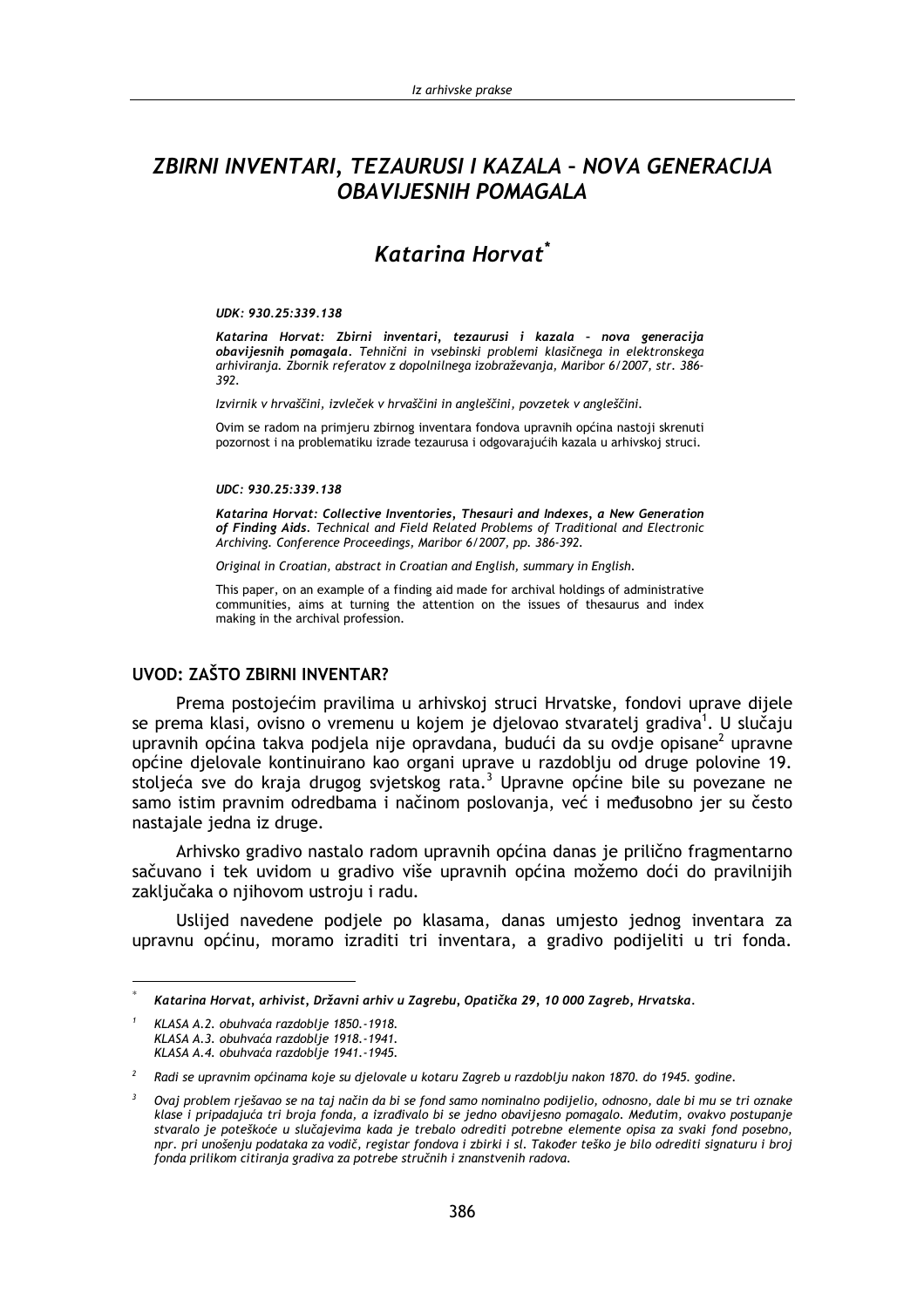# ZBIRNI INVENTARI, TEZAURUSI I KAZALA – NOVA GENERACIJA OBAVIJESNIH POMAGALA

## Katarina Horvat*

*UDK: 930.25:339.138*

***Katarina Horvat: Zbirni inventari, tezaurusi i kazala – nova generacija obavijesnih pomagala**. Tehnični in vsebinski problemi klasičnega in elektronskega arhiviranja. Zbornik referatov z dopolnilnega izobraževanja, Maribor 6/2007, str. 386-392.*

*Izvirnik v hrvaščini, izvleček v hrvaščini in angleščini, povzetek v angleščini.*

Ovim se radom na primjeru zbirnog inventara fondova upravnih općina nastoji skrenuti pozornost i na problematiku izrade tezaurusa i odgovarajućih kazala u arhivskoj struci.

*UDC: 930.25:339.138*

***Katarina Horvat: Collective Inventories, Thesauri and Indexes, a New Generation of Finding Aids**. Technical and Field Related Problems of Traditional and Electronic Archiving. Conference Proceedings, Maribor 6/2007, pp. 386-392.*

*Original in Croatian, abstract in Croatian and English, summary in English.*

This paper, on an example of a finding aid made for archival holdings of administrative communities, aims at turning the attention on the issues of thesaurus and index making in the archival profession.

### UVOD: ZAŠTO ZBIRNI INVENTAR?

Prema postojećim pravilima u arhivskoj struci Hrvatske, fondovi uprave dijele se prema klasi, ovisno o vremenu u kojem je djelovao stvaratelj gradiva[1]. U slučaju upravnih općina takva podjela nije opravdana, budući da su ovdje opisane[2] upravne općine djelovale kontinuirano kao organi uprave u razdoblju od druge polovine 19. stoljeća sve do kraja drugog svjetskog rata.[3] Upravne općine bile su povezane ne samo istim pravnim odredbama i načinom poslovanja, već i međusobno jer su često nastajale jedna iz druge.

Arhivsko gradivo nastalo radom upravnih općina danas je prilično fragmentarno sačuvano i tek uvidom u gradivo više upravnih općina možemo doći do pravilnijih zaključaka o njihovom ustroju i radu.

Uslijed navedene podjele po klasama, danas umjesto jednog inventara za upravnu općinu, moramo izraditi tri inventara, a gradivo podijeliti u tri fonda.

---

\* *Katarina Horvat, arhivist, Državni arhiv u Zagrebu, Opatička 29, 10 000 Zagreb, Hrvatska.*

[1] *KLASA A.2. obuhvaća razdoblje 1850.-1918.*
*KLASA A.3. obuhvaća razdoblje 1918.-1941.*
*KLASA A.4. obuhvaća razdoblje 1941.-1945.*

[2] *Radi se upravnim općinama koje su djelovale u kotaru Zagreb u razdoblju nakon 1870. do 1945. godine.*

[3] *Ovaj problem rješavao se na taj način da bi se fond samo nominalno podijelio, odnosno, dale bi mu se tri oznake klase i pripadajuća tri broja fonda, a izrađivalo bi se jedno obavijesno pomagalo. Međutim, ovakvo postupanje stvaralo je poteškoće u slučajevima kada je trebalo odrediti potrebne elemente opisa za svaki fond posebno, npr. pri unošenju podataka za vodič, registar fondova i zbirki i sl. Također teško je bilo odrediti signaturu i broj fonda prilikom citiranja gradiva za potrebe stručnih i znanstvenih radova.*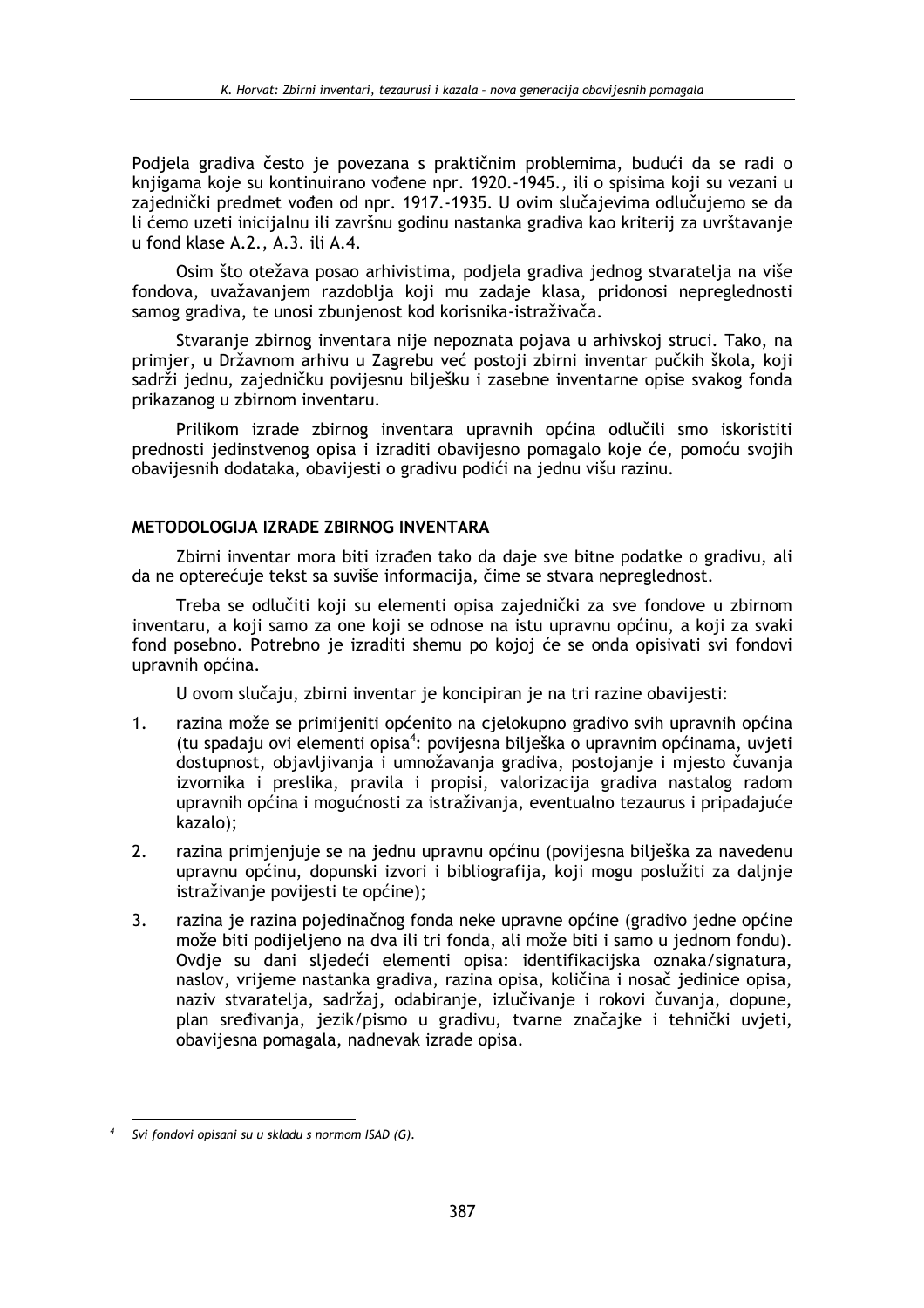Podjela gradiva često je povezana s praktičnim problemima, budući da se radi o knjigama koje su kontinuirano vođene npr. 1920.-1945., ili o spisima koji su vezani u zajednički predmet vođen od npr. 1917.-1935. U ovim slučajevima odlučujemo se da li ćemo uzeti inicijalnu ili završnu godinu nastanka gradiva kao kriterij za uvrštavanje u fond klase A.2., A.3. ili A.4.

Osim što otežava posao arhivistima, podjela gradiva jednog stvaratelja na više fondova, uvažavanjem razdoblja koji mu zadaje klasa, pridonosi nepreglednosti samog gradiva, te unosi zbunjenost kod korisnika-istraživača.

Stvaranje zbirnog inventara nije nepoznata pojava u arhivskoj struci. Tako, na primjer, u Državnom arhivu u Zagrebu već postoji zbirni inventar pučkih škola, koji sadrži jednu, zajedničku povijesnu bilješku i zasebne inventarne opise svakog fonda prikazanog u zbirnom inventaru.

Prilikom izrade zbirnog inventara upravnih općina odlučili smo iskoristiti prednosti jedinstvenog opisa i izraditi obavijesno pomagalo koje će, pomoću svojih obavijesnih dodataka, obavijesti o gradivu podići na jednu višu razinu.

## METODOLOGIJA IZRADE ZBIRNOG INVENTARA

Zbirni inventar mora biti izrađen tako da daje sve bitne podatke o gradivu, ali da ne opterećuje tekst sa suviše informacija, čime se stvara nepreglednost.

Treba se odlučiti koji su elementi opisa zajednički za sve fondove u zbirnom inventaru, a koji samo za one koji se odnose na istu upravnu općinu, a koji za svaki fond posebno. Potrebno je izraditi shemu po kojoj će se onda opisivati svi fondovi upravnih općina.

U ovom slučaju, zbirni inventar je koncipiran je na tri razine obavijesti:

1. razina može se primijeniti općenito na cjelokupno gradivo svih upravnih općina (tu spadaju ovi elementi opisa[4]: povijesna bilješka o upravnim općinama, uvjeti dostupnost, objavljivanja i umnožavanja gradiva, postojanje i mjesto čuvanja izvornika i preslika, pravila i propisi, valorizacija gradiva nastalog radom upravnih općina i mogućnosti za istraživanja, eventualno tezaurus i pripadajuće kazalo);
2. razina primjenjuje se na jednu upravnu općinu (povijesna bilješka za navedenu upravnu općinu, dopunski izvori i bibliografija, koji mogu poslužiti za daljnje istraživanje povijesti te općine);
3. razina je razina pojedinačnog fonda neke upravne općine (gradivo jedne općine može biti podijeljeno na dva ili tri fonda, ali može biti i samo u jednom fondu). Ovdje su dani sljedeći elementi opisa: identifikacijska oznaka/signatura, naslov, vrijeme nastanka gradiva, razina opisa, količina i nosač jedinice opisa, naziv stvaratelja, sadržaj, odabiranje, izlučivanje i rokovi čuvanja, dopune, plan sređivanja, jezik/pismo u gradivu, tvarne značajke i tehnički uvjeti, obavijesna pomagala, nadnevak izrade opisa.

[4] *Svi fondovi opisani su u skladu s normom ISAD (G).*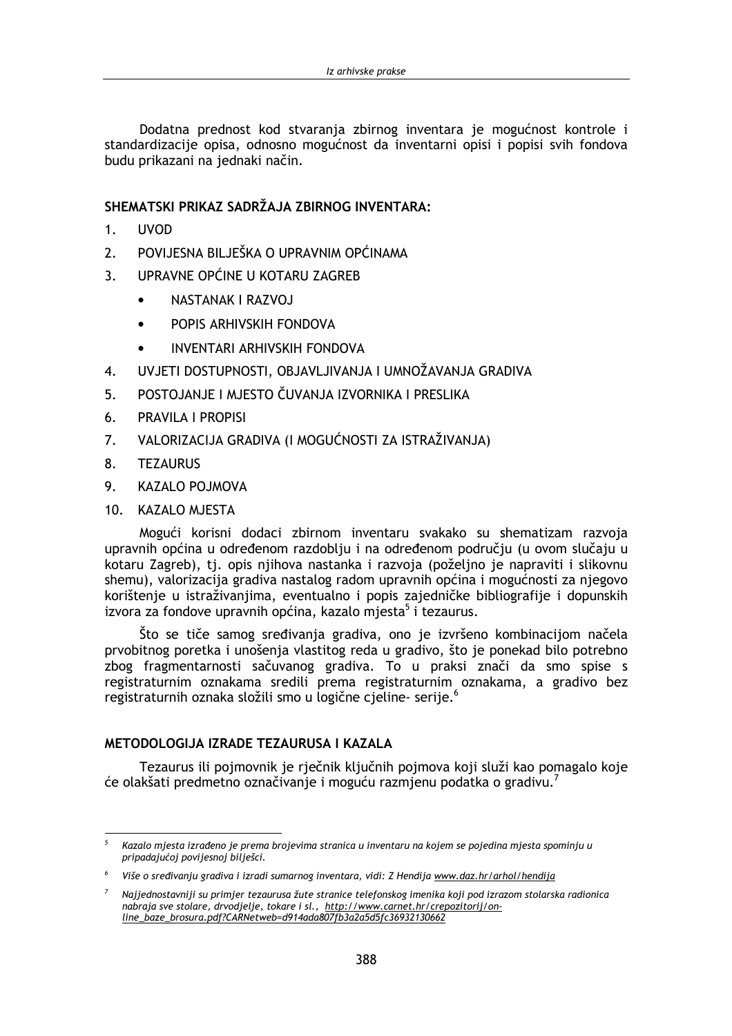Dodatna prednost kod stvaranja zbirnog inventara je mogućnost kontrole i standardizacije opisa, odnosno mogućnost da inventarni opisi i popisi svih fondova budu prikazani na jednaki način.

### SHEMATSKI PRIKAZ SADRŽAJA ZBIRNOG INVENTARA:

1. UVOD
2. POVIJESNA BILJEŠKA O UPRAVNIM OPĆINAMA
3. UPRAVNE OPĆINE U KOTARU ZAGREB
   - NASTANAK I RAZVOJ
   - POPIS ARHIVSKIH FONDOVA
   - INVENTARI ARHIVSKIH FONDOVA
4. UVJETI DOSTUPNOSTI, OBJAVLJIVANJA I UMNOŽAVANJA GRADIVA
5. POSTOJANJE I MJESTO ČUVANJA IZVORNIKA I PRESLIKA
6. PRAVILA I PROPISI
7. VALORIZACIJA GRADIVA (I MOGUĆNOSTI ZA ISTRAŽIVANJA)
8. TEZAURUS
9. KAZALO POJMOVA
10. KAZALO MJESTA

Mogući korisni dodaci zbirnom inventaru svakako su shematizam razvoja upravnih općina u određenom razdoblju i na određenom području (u ovom slučaju u kotaru Zagreb), tj. opis njihova nastanka i razvoja (poželjno je napraviti i slikovnu shemu), valorizacija gradiva nastalog radom upravnih općina i mogućnosti za njegovo korištenje u istraživanjima, eventualno i popis zajedničke bibliografije i dopunskih izvora za fondove upravnih općina, kazalo mjesta[5] i tezaurus.

Što se tiče samog sređivanja gradiva, ono je izvršeno kombinacijom načela prvobitnog poretka i unošenja vlastitog reda u gradivo, što je ponekad bilo potrebno zbog fragmentarnosti sačuvanog gradiva. To u praksi znači da smo spise s registraturnim oznakama sredili prema registraturnim oznakama, a gradivo bez registraturnih oznaka složili smo u logične cjeline- serije.[6]

### METODOLOGIJA IZRADE TEZAURUSA I KAZALA

Tezaurus ili pojmovnik je rječnik ključnih pojmova koji služi kao pomagalo koje će olakšati predmetno označivanje i moguću razmjenu podatka o gradivu.[7]

---

[5] *Kazalo mjesta izrađeno je prema brojevima stranica u inventaru na kojem se pojedina mjesta spominju u pripadajućoj povijesnoj bilješci.*

[6] *Više o sređivanju gradiva i izradi sumarnog inventara, vidi: Z Hendija www.daz.hr/arhol/hendija*

[7] *Najjednostavniji su primjer tezaurusa žute stranice telefonskog imenika koji pod izrazom stolarska radionica nabraja sve stolare, drvodjelje, tokare i sl., http://www.carnet.hr/crepozitorij/on-line_baze_brosura.pdf?CARNetweb=d914ada807fb3a2a5d5fc36932130662*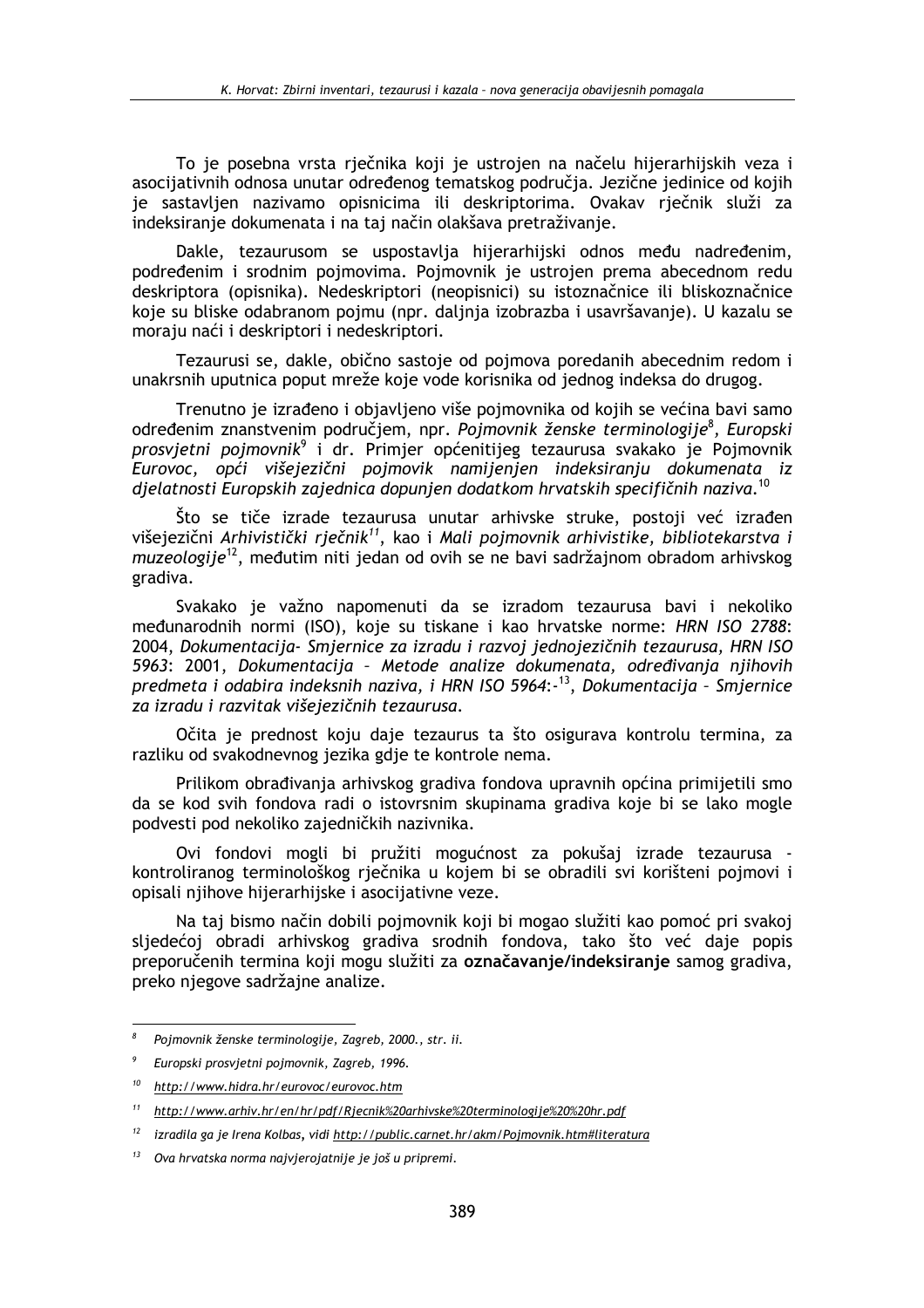To je posebna vrsta rječnika koji je ustrojen na načelu hijerarhijskih veza i asocijativnih odnosa unutar određenog tematskog područja. Jezične jedinice od kojih je sastavljen nazivamo opisnicima ili deskriptorima. Ovakav rječnik služi za indeksiranje dokumenata i na taj način olakšava pretraživanje.

Dakle, tezaurusom se uspostavlja hijerarhijski odnos među nadređenim, podređenim i srodnim pojmovima. Pojmovnik je ustrojen prema abecednom redu deskriptora (opisnika). Nedeskriptori (neopisnici) su istoznačnice ili bliskoznačnice koje su bliske odabranom pojmu (npr. daljnja izobrazba i usavršavanje). U kazalu se moraju naći i deskriptori i nedeskriptori.

Tezaurusi se, dakle, obično sastoje od pojmova poredanih abecednim redom i unakrsnih uputnica poput mreže koje vode korisnika od jednog indeksa do drugog.

Trenutno je izrađeno i objavljeno više pojmovnika od kojih se većina bavi samo određenim znanstvenim područjem, npr. *Pojmovnik ženske terminologije*[8], *Europski prosvjetni pojmovnik*[9] i dr. Primjer općenitijeg tezaurusa svakako je Pojmovnik *Eurovoc, opći višejezični pojmovik namijenjen indeksiranju dokumenata iz djelatnosti Europskih zajednica dopunjen dodatkom hrvatskih specifičnih naziva.*[10]

Što se tiče izrade tezaurusa unutar arhivske struke, postoji već izrađen višejezični *Arhivistički rječnik*[11], kao i *Mali pojmovnik arhivistike, bibliotekarstva i muzeologije*[12], međutim niti jedan od ovih se ne bavi sadržajnom obradom arhivskog gradiva.

Svakako je važno napomenuti da se izradom tezaurusa bavi i nekoliko međunarodnih normi (ISO), koje su tiskane i kao hrvatske norme: *HRN ISO 2788*: 2004, *Dokumentacija- Smjernice za izradu i razvoj jednojezičnih tezaurusa, HRN ISO 5963*: 2001, *Dokumentacija – Metode analize dokumenata, određivanja njihovih predmeta i odabira indeksnih naziva, i HRN ISO 5964*:-[13], *Dokumentacija – Smjernice za izradu i razvitak višejezičnih tezaurusa.*

Očita je prednost koju daje tezaurus ta što osigurava kontrolu termina, za razliku od svakodnevnog jezika gdje te kontrole nema.

Prilikom obrađivanja arhivskog gradiva fondova upravnih općina primijetili smo da se kod svih fondova radi o istovrsnim skupinama gradiva koje bi se lako mogle podvesti pod nekoliko zajedničkih nazivnika.

Ovi fondovi mogli bi pružiti mogućnost za pokušaj izrade tezaurusa - kontroliranog terminološkog rječnika u kojem bi se obradili svi korišteni pojmovi i opisali njihove hijerarhijske i asocijativne veze.

Na taj bismo način dobili pojmovnik koji bi mogao služiti kao pomoć pri svakoj sljedećoj obradi arhivskog gradiva srodnih fondova, tako što već daje popis preporučenih termina koji mogu služiti za **označavanje/indeksiranje** samog gradiva, preko njegove sadržajne analize.

---

[8] *Pojmovnik ženske terminologije, Zagreb, 2000., str. ii.*

[9] *Europski prosvjetni pojmovnik, Zagreb, 1996.*

[10] *http://www.hidra.hr/eurovoc/eurovoc.htm*

[11] *http://www.arhiv.hr/en/hr/pdf/Rjecnik%20arhivske%20terminologije%20%20hr.pdf*

[12] *izradila ga je Irena Kolbas, vidi http://public.carnet.hr/akm/Pojmovnik.htm#literatura*

[13] *Ova hrvatska norma najvjerojatnije je još u pripremi.*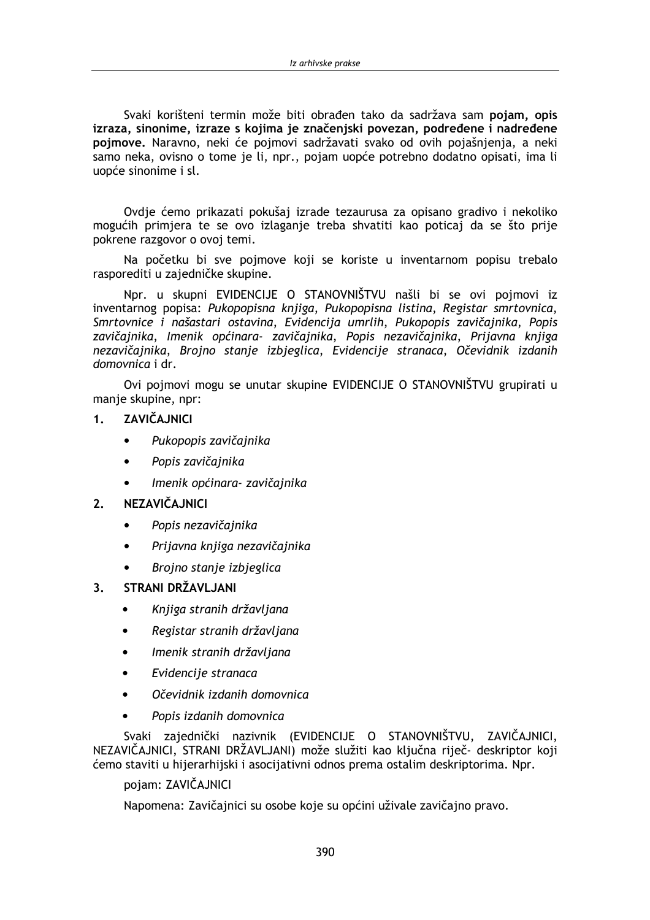Svaki korišteni termin može biti obrađen tako da sadržava sam **pojam, opis izraza, sinonime, izraze s kojima je značenjski povezan, podređene i nadređene pojmove.** Naravno, neki će pojmovi sadržavati svako od ovih pojašnjenja, a neki samo neka, ovisno o tome je li, npr., pojam uopće potrebno dodatno opisati, ima li uopće sinonime i sl.

Ovdje ćemo prikazati pokušaj izrade tezaurusa za opisano gradivo i nekoliko mogućih primjera te se ovo izlaganje treba shvatiti kao poticaj da se što prije pokrene razgovor o ovoj temi.

Na početku bi sve pojmove koji se koriste u inventarnom popisu trebalo rasporediti u zajedničke skupine.

Npr. u skupni EVIDENCIJE O STANOVNIŠTVU našli bi se ovi pojmovi iz inventarnog popisa: *Pukopopisna knjiga, Pukopopisna listina, Registar smrtovnica, Smrtovnice i našastari ostavina, Evidencija umrlih, Pukopopis zavičajnika, Popis zavičajnika, Imenik općinara- zavičajnika, Popis nezavičajnika, Prijavna knjiga nezavičajnika, Brojno stanje izbjeglica, Evidencije stranaca, Očevidnik izdanih domovnica* i dr.

Ovi pojmovi mogu se unutar skupine EVIDENCIJE O STANOVNIŠTVU grupirati u manje skupine, npr:

1. **ZAVIČAJNICI**
   - *Pukopopis zavičajnika*
   - *Popis zavičajnika*
   - *Imenik općinara- zavičajnika*
2. **NEZAVIČAJNICI**
   - *Popis nezavičajnika*
   - *Prijavna knjiga nezavičajnika*
   - *Brojno stanje izbjeglica*
3. **STRANI DRŽAVLJANI**
   - *Knjiga stranih državljana*
   - *Registar stranih državljana*
   - *Imenik stranih državljana*
   - *Evidencije stranaca*
   - *Očevidnik izdanih domovnica*
   - *Popis izdanih domovnica*

Svaki zajednički nazivnik (EVIDENCIJE O STANOVNIŠTVU, ZAVIČAJNICI, NEZAVIČAJNICI, STRANI DRŽAVLJANI) može služiti kao ključna riječ- deskriptor koji ćemo staviti u hijerarhijski i asocijativni odnos prema ostalim deskriptorima. Npr.

pojam: ZAVIČAJNICI

Napomena: Zavičajnici su osobe koje su općini uživale zavičajno pravo.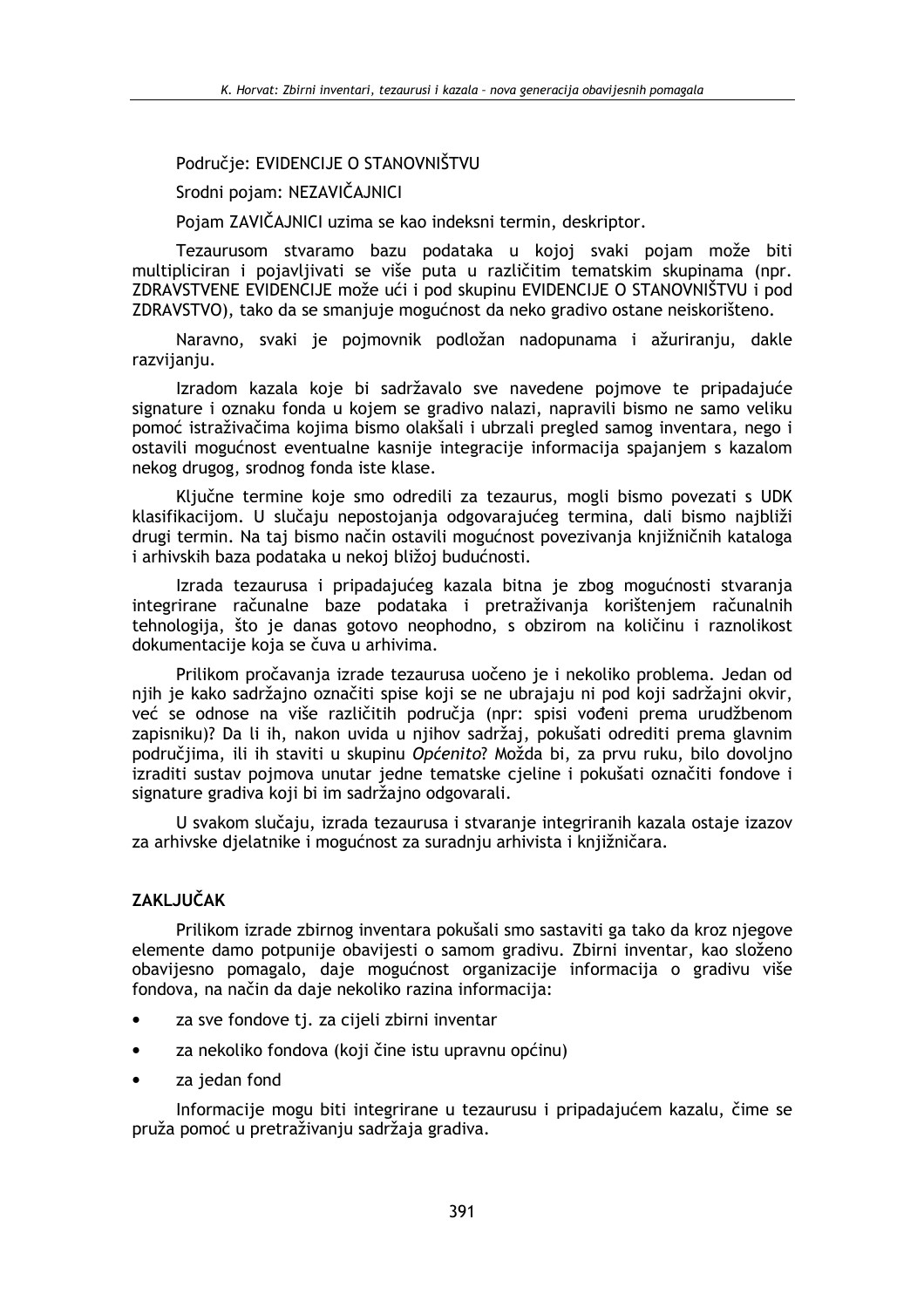Područje: EVIDENCIJE O STANOVNIŠTVU

Srodni pojam: NEZAVIČAJNICI

Pojam ZAVIČAJNICI uzima se kao indeksni termin, deskriptor.

Tezaurusom stvaramo bazu podataka u kojoj svaki pojam može biti multipliciran i pojavljivati se više puta u različitim tematskim skupinama (npr. ZDRAVSTVENE EVIDENCIJE može ući i pod skupinu EVIDENCIJE O STANOVNIŠTVU i pod ZDRAVSTVO), tako da se smanjuje mogućnost da neko gradivo ostane neiskorišteno.

Naravno, svaki je pojmovnik podložan nadopunama i ažuriranju, dakle razvijanju.

Izradom kazala koje bi sadržavalo sve navedene pojmove te pripadajuće signature i oznaku fonda u kojem se gradivo nalazi, napravili bismo ne samo veliku pomoć istraživačima kojima bismo olakšali i ubrzali pregled samog inventara, nego i ostavili mogućnost eventualne kasnije integracije informacija spajanjem s kazalom nekog drugog, srodnog fonda iste klase.

Ključne termine koje smo odredili za tezaurus, mogli bismo povezati s UDK klasifikacijom. U slučaju nepostojanja odgovarajućeg termina, dali bismo najbliži drugi termin. Na taj bismo način ostavili mogućnost povezivanja knjižničnih kataloga i arhivskih baza podataka u nekoj bližoj budućnosti.

Izrada tezaurusa i pripadajućeg kazala bitna je zbog mogućnosti stvaranja integrirane računalne baze podataka i pretraživanja korištenjem računalnih tehnologija, što je danas gotovo neophodno, s obzirom na količinu i raznolikost dokumentacije koja se čuva u arhivima.

Prilikom pročavanja izrade tezaurusa uočeno je i nekoliko problema. Jedan od njih je kako sadržajno označiti spise koji se ne ubrajaju ni pod koji sadržajni okvir, već se odnose na više različitih područja (npr: spisi vođeni prema urudžbenom zapisniku)? Da li ih, nakon uvida u njihov sadržaj, pokušati odrediti prema glavnim područjima, ili ih staviti u skupinu *Općenito*? Možda bi, za prvu ruku, bilo dovoljno izraditi sustav pojmova unutar jedne tematske cjeline i pokušati označiti fondove i signature gradiva koji bi im sadržajno odgovarali.

U svakom slučaju, izrada tezaurusa i stvaranje integriranih kazala ostaje izazov za arhivske djelatnike i mogućnost za suradnju arhivista i knjižničara.

## ZAKLJUČAK

Prilikom izrade zbirnog inventara pokušali smo sastaviti ga tako da kroz njegove elemente damo potpunije obavijesti o samom gradivu. Zbirni inventar, kao složeno obavijesno pomagalo, daje mogućnost organizacije informacija o gradivu više fondova, na način da daje nekoliko razina informacija:

- za sve fondove tj. za cijeli zbirni inventar
- za nekoliko fondova (koji čine istu upravnu općinu)
- za jedan fond

Informacije mogu biti integrirane u tezaurusu i pripadajućem kazalu, čime se pruža pomoć u pretraživanju sadržaja gradiva.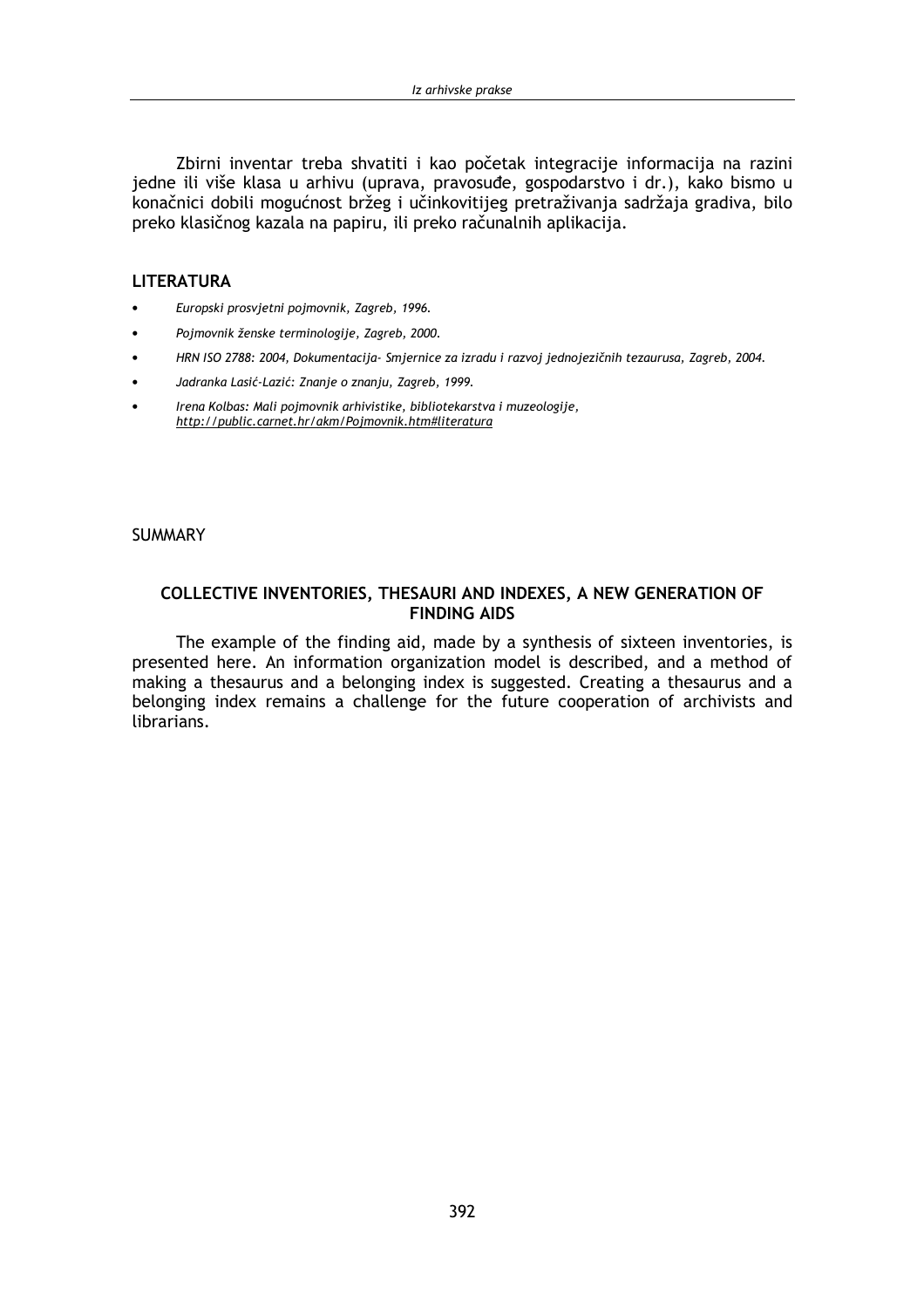Zbirni inventar treba shvatiti i kao početak integracije informacija na razini jedne ili više klasa u arhivu (uprava, pravosuđe, gospodarstvo i dr.), kako bismo u konačnici dobili mogućnost bržeg i učinkovitijeg pretraživanja sadržaja gradiva, bilo preko klasičnog kazala na papiru, ili preko računalnih aplikacija.

## LITERATURA

- *Europski prosvjetni pojmovnik, Zagreb, 1996.*
- *Pojmovnik ženske terminologije, Zagreb, 2000.*
- *HRN ISO 2788: 2004, Dokumentacija- Smjernice za izradu i razvoj jednojezičnih tezaurusa, Zagreb, 2004.*
- *Jadranka Lasić-Lazić: Znanje o znanju, Zagreb, 1999.*
- *Irena Kolbas: Mali pojmovnik arhivistike, bibliotekarstva i muzeologije, http://public.carnet.hr/akm/Pojmovnik.htm#literatura*

SUMMARY

### COLLECTIVE INVENTORIES, THESAURI AND INDEXES, A NEW GENERATION OF FINDING AIDS

The example of the finding aid, made by a synthesis of sixteen inventories, is presented here. An information organization model is described, and a method of making a thesaurus and a belonging index is suggested. Creating a thesaurus and a belonging index remains a challenge for the future cooperation of archivists and librarians.